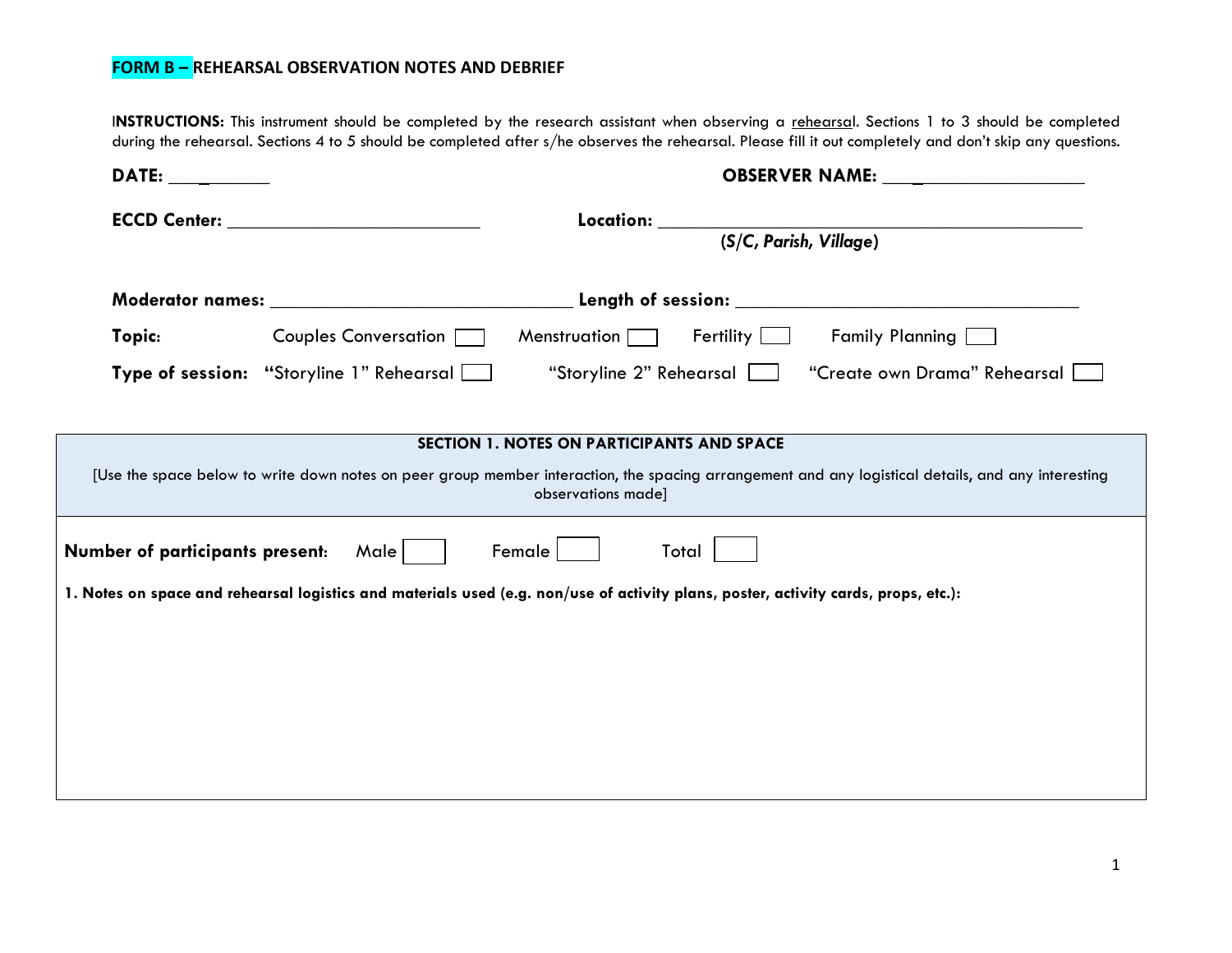## FORM B – REHEARSAL OBSERVATION NOTES AND DEBRIEF

**INSTRUCTIONS:** This instrument should be completed by the research assistant when observing a rehearsal. Sections 1 to 3 should be completed during the rehearsal. Sections 4 to 5 should be completed after s/he observes the rehearsal. Please fill it out completely and don't skip any questions.

**DATE:** ___________ **OBSERVER NAME:** ____________________

**ECCD Center:** ___________________________ **Location:** _____________________________________________
*(S/C, Parish, Village)*

**Moderator names:** ________________________________ **Length of session:** ____________________________________

**Topic:** Couples Conversation ☐ Menstruation ☐ Fertility ☐ Family Planning ☐

**Type of session:** "Storyline 1" Rehearsal ☐ "Storyline 2" Rehearsal ☐ "Create own Drama" Rehearsal ☐

### SECTION 1. NOTES ON PARTICIPANTS AND SPACE

[Use the space below to write down notes on peer group member interaction, the spacing arrangement and any logistical details, and any interesting observations made]

**Number of participants present:** Male ☐ Female ☐ Total ☐

**1. Notes on space and rehearsal logistics and materials used (e.g. non/use of activity plans, poster, activity cards, props, etc.):**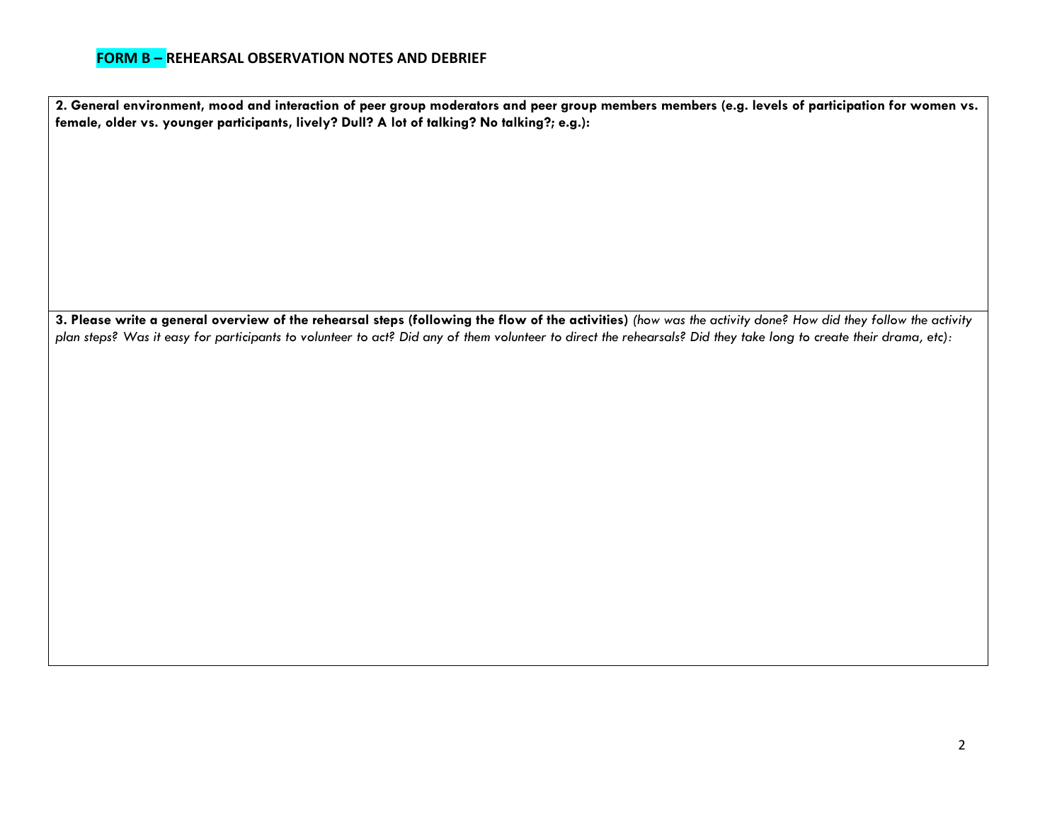## FORM B – REHEARSAL OBSERVATION NOTES AND DEBRIEF

| **2. General environment, mood and interaction of peer group moderators and peer group members members (e.g. levels of participation for women vs. female, older vs. younger participants, lively? Dull? A lot of talking? No talking?; e.g.):** |
| --- |
| |
| **3. Please write a general overview of the rehearsal steps (following the flow of the activities)** *(how was the activity done? How did they follow the activity plan steps? Was it easy for participants to volunteer to act? Did any of them volunteer to direct the rehearsals? Did they take long to create their drama, etc):* |
| |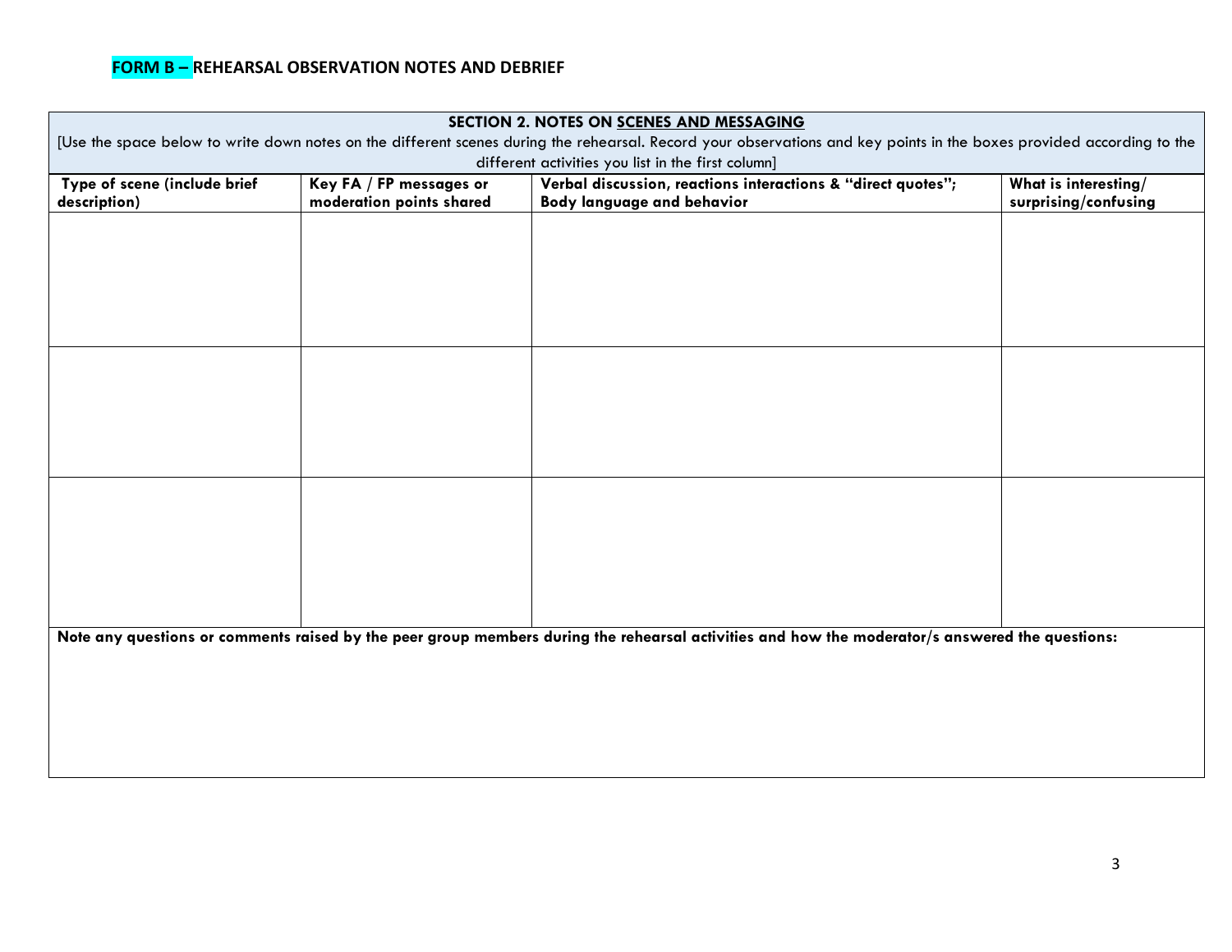## FORM B – REHEARSAL OBSERVATION NOTES AND DEBRIEF

**SECTION 2. NOTES ON SCENES AND MESSAGING**

[Use the space below to write down notes on the different scenes during the rehearsal. Record your observations and key points in the boxes provided according to the different activities you list in the first column]

| Type of scene (include brief description) | Key FA / FP messages or moderation points shared | Verbal discussion, reactions interactions & "direct quotes"; Body language and behavior | What is interesting/ surprising/confusing |
|---|---|---|---|
| | | | |
| | | | |
| | | | |

**Note any questions or comments raised by the peer group members during the rehearsal activities and how the moderator/s answered the questions:**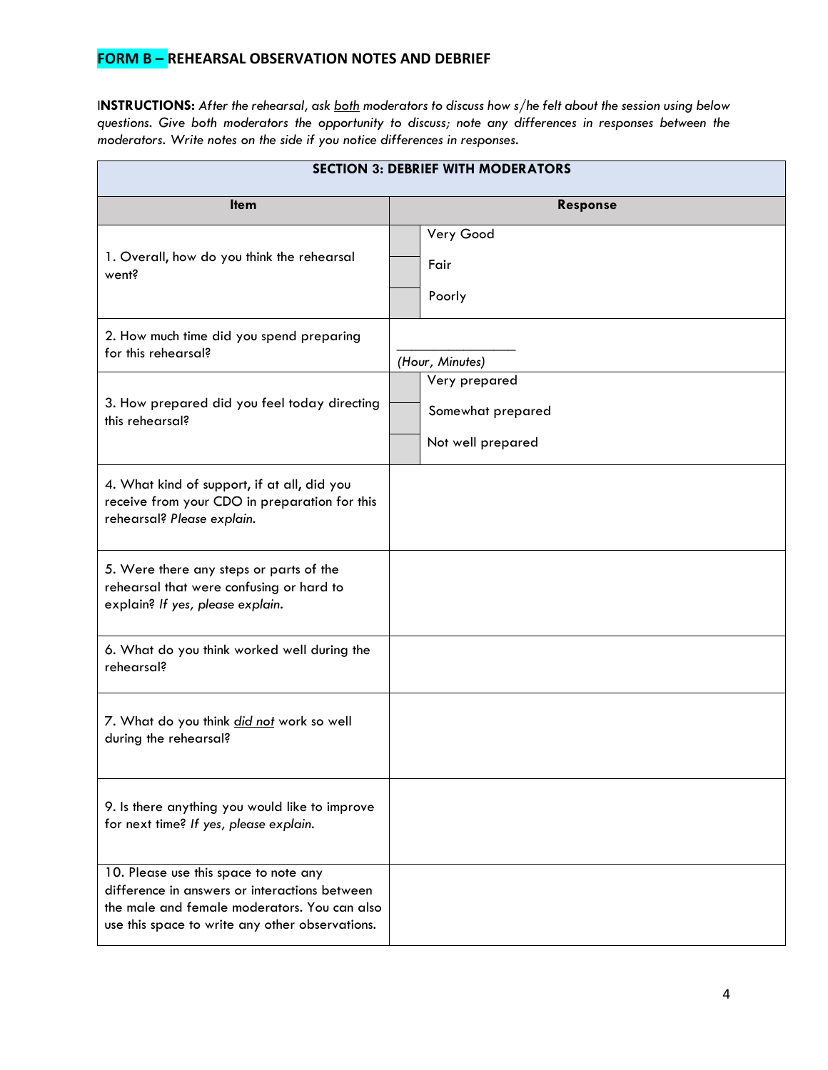## FORM B – REHEARSAL OBSERVATION NOTES AND DEBRIEF

**INSTRUCTIONS:** *After the rehearsal, ask both moderators to discuss how s/he felt about the session using below questions. Give both moderators the opportunity to discuss; note any differences in responses between the moderators. Write notes on the side if you notice differences in responses.*

| SECTION 3: DEBRIEF WITH MODERATORS | |
|---|---|
| **Item** | **Response** |
| 1. Overall, how do you think the rehearsal went? | ☐ Very Good<br>☐ Fair<br>☐ Poorly |
| 2. How much time did you spend preparing for this rehearsal? | ________________<br>*(Hour, Minutes)* |
| 3. How prepared did you feel today directing this rehearsal? | ☐ Very prepared<br>☐ Somewhat prepared<br>☐ Not well prepared |
| 4. What kind of support, if at all, did you receive from your CDO in preparation for this rehearsal? *Please explain.* | |
| 5. Were there any steps or parts of the rehearsal that were confusing or hard to explain? *If yes, please explain.* | |
| 6. What do you think worked well during the rehearsal? | |
| 7. What do you think *did not* work so well during the rehearsal? | |
| 9. Is there anything you would like to improve for next time? *If yes, please explain.* | |
| 10. Please use this space to note any difference in answers or interactions between the male and female moderators. You can also use this space to write any other observations. | |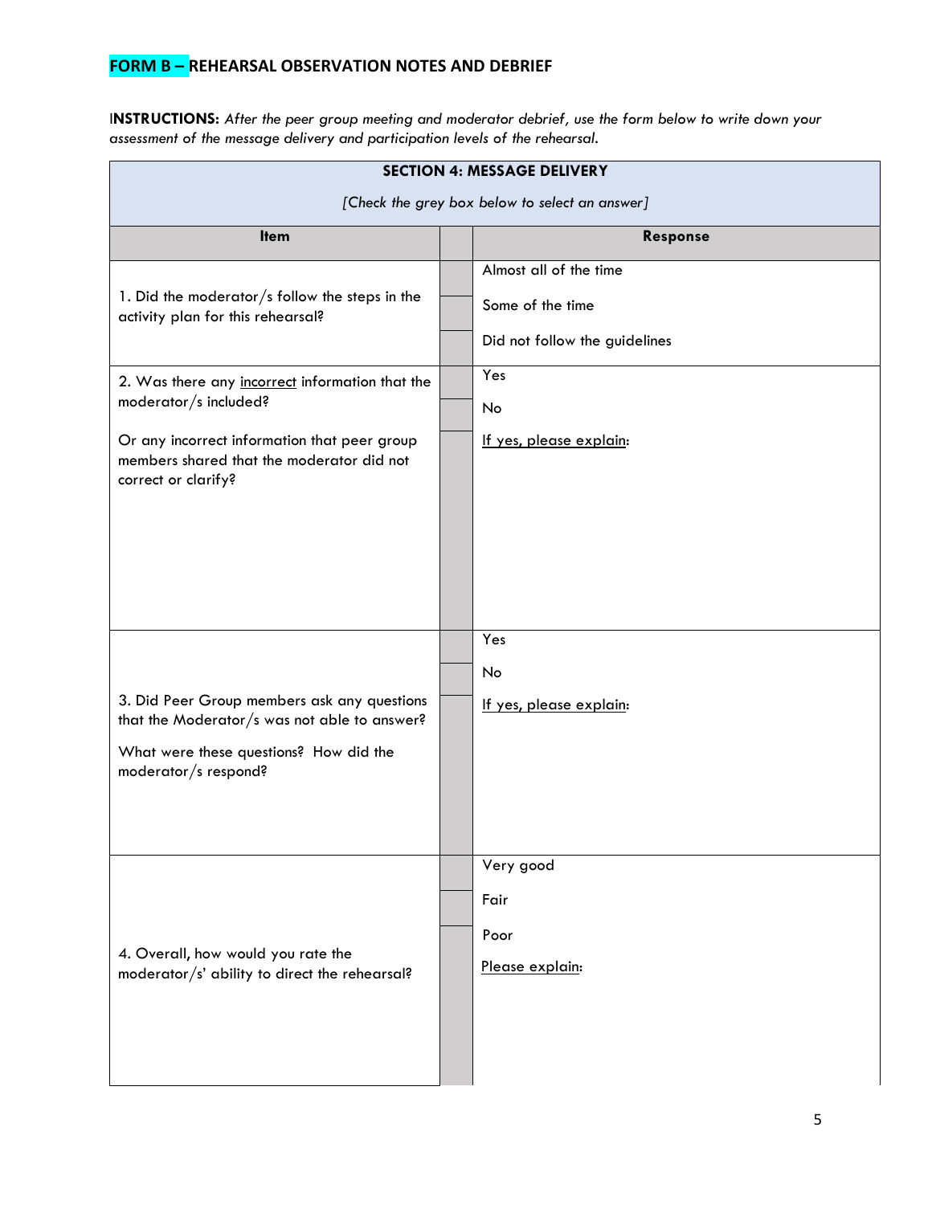## FORM B – REHEARSAL OBSERVATION NOTES AND DEBRIEF

**INSTRUCTIONS:** *After the peer group meeting and moderator debrief, use the form below to write down your assessment of the message delivery and participation levels of the rehearsal.*

| SECTION 4: MESSAGE DELIVERY<br>*[Check the grey box below to select an answer]* | | |
|---|---|---|
| **Item** | | **Response** |
| 1. Did the moderator/s follow the steps in the activity plan for this rehearsal? | | Almost all of the time |
| | | Some of the time |
| | | Did not follow the guidelines |
| 2. Was there any <u>incorrect</u> information that the moderator/s included?<br><br>Or any incorrect information that peer group members shared that the moderator did not correct or clarify? | | Yes |
| | | No |
| | | <u>If yes, please explain</u>: |
| 3. Did Peer Group members ask any questions that the Moderator/s was not able to answer?<br><br>What were these questions? How did the moderator/s respond? | | Yes |
| | | No |
| | | <u>If yes, please explain</u>: |
| 4. Overall, how would you rate the moderator/s' ability to direct the rehearsal? | | Very good |
| | | Fair |
| | | Poor |
| | | <u>Please explain</u>: |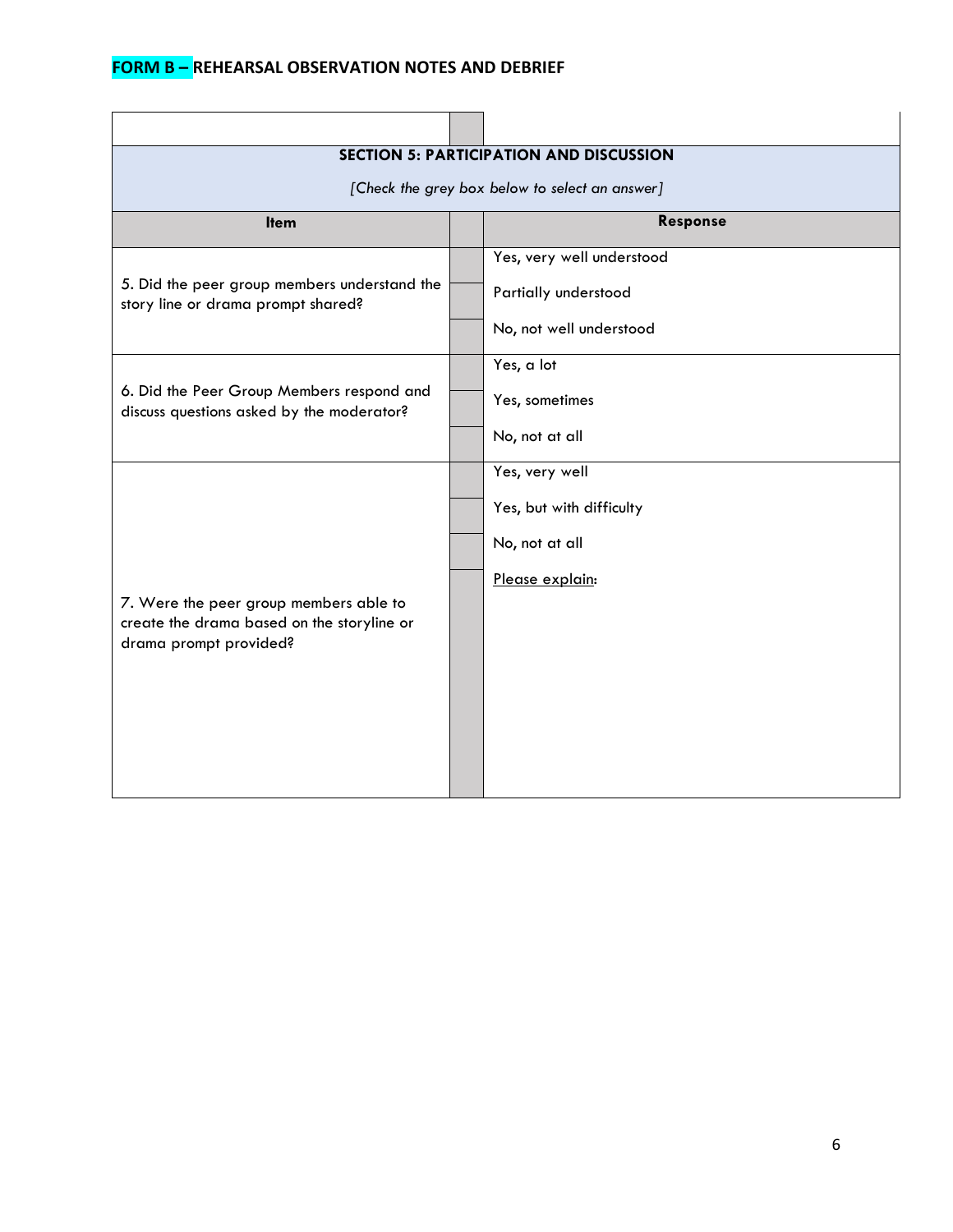## FORM B – REHEARSAL OBSERVATION NOTES AND DEBRIEF

| | | |
|---|---|---|
| **SECTION 5: PARTICIPATION AND DISCUSSION** *[Check the grey box below to select an answer]* | | |
| **Item** | | **Response** |
| 5. Did the peer group members understand the story line or drama prompt shared? | | Yes, very well understood |
| | | Partially understood |
| | | No, not well understood |
| 6. Did the Peer Group Members respond and discuss questions asked by the moderator? | | Yes, a lot |
| | | Yes, sometimes |
| | | No, not at all |
| 7. Were the peer group members able to create the drama based on the storyline or drama prompt provided? | | Yes, very well |
| | | Yes, but with difficulty |
| | | No, not at all |
| | | Please explain: |